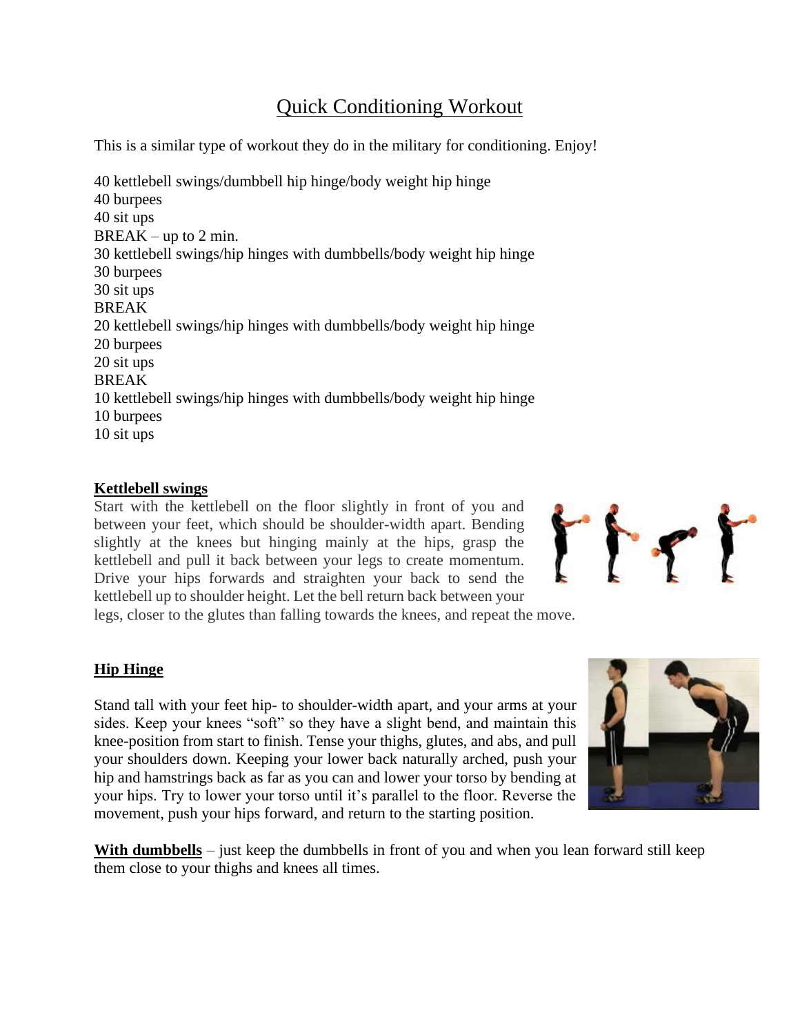# Quick Conditioning Workout

This is a similar type of workout they do in the military for conditioning. Enjoy!

40 kettlebell swings/dumbbell hip hinge/body weight hip hinge
40 burpees
40 sit ups
BREAK – up to 2 min.
30 kettlebell swings/hip hinges with dumbbells/body weight hip hinge
30 burpees
30 sit ups
BREAK
20 kettlebell swings/hip hinges with dumbbells/body weight hip hinge
20 burpees
20 sit ups
BREAK
10 kettlebell swings/hip hinges with dumbbells/body weight hip hinge
10 burpees
10 sit ups

**Kettlebell swings**

Start with the kettlebell on the floor slightly in front of you and between your feet, which should be shoulder-width apart. Bending slightly at the knees but hinging mainly at the hips, grasp the kettlebell and pull it back between your legs to create momentum. Drive your hips forwards and straighten your back to send the kettlebell up to shoulder height. Let the bell return back between your legs, closer to the glutes than falling towards the knees, and repeat the move.

**Hip Hinge**

Stand tall with your feet hip- to shoulder-width apart, and your arms at your sides. Keep your knees "soft" so they have a slight bend, and maintain this knee-position from start to finish. Tense your thighs, glutes, and abs, and pull your shoulders down. Keeping your lower back naturally arched, push your hip and hamstrings back as far as you can and lower your torso by bending at your hips. Try to lower your torso until it's parallel to the floor. Reverse the movement, push your hips forward, and return to the starting position.

**With dumbbells** – just keep the dumbbells in front of you and when you lean forward still keep them close to your thighs and knees all times.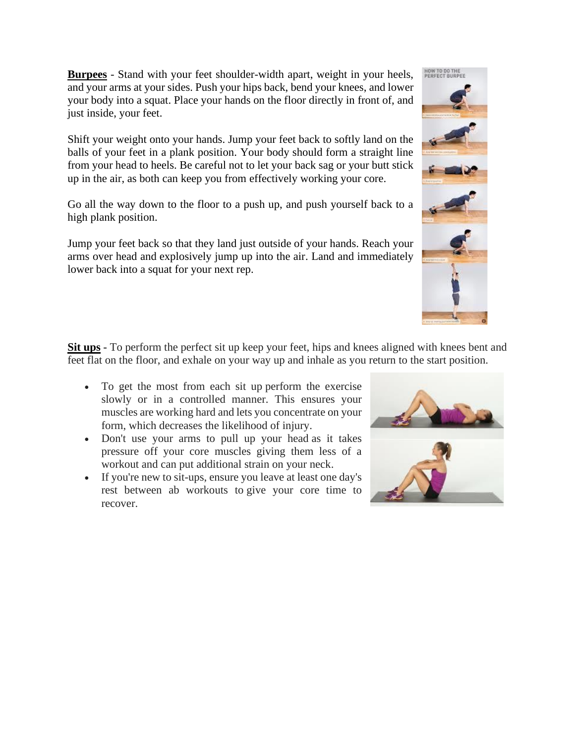**<u>Burpees</u>** - Stand with your feet shoulder-width apart, weight in your heels, and your arms at your sides. Push your hips back, bend your knees, and lower your body into a squat. Place your hands on the floor directly in front of, and just inside, your feet.

Shift your weight onto your hands. Jump your feet back to softly land on the balls of your feet in a plank position. Your body should form a straight line from your head to heels. Be careful not to let your back sag or your butt stick up in the air, as both can keep you from effectively working your core.

Go all the way down to the floor to a push up, and push yourself back to a high plank position.

Jump your feet back so that they land just outside of your hands. Reach your arms over head and explosively jump up into the air. Land and immediately lower back into a squat for your next rep.

**<u>Sit ups</u>** - To perform the perfect sit up keep your feet, hips and knees aligned with knees bent and feet flat on the floor, and exhale on your way up and inhale as you return to the start position.

- To get the most from each sit up perform the exercise slowly or in a controlled manner. This ensures your muscles are working hard and lets you concentrate on your form, which decreases the likelihood of injury.
- Don't use your arms to pull up your head as it takes pressure off your core muscles giving them less of a workout and can put additional strain on your neck.
- If you're new to sit-ups, ensure you leave at least one day's rest between ab workouts to give your core time to recover.